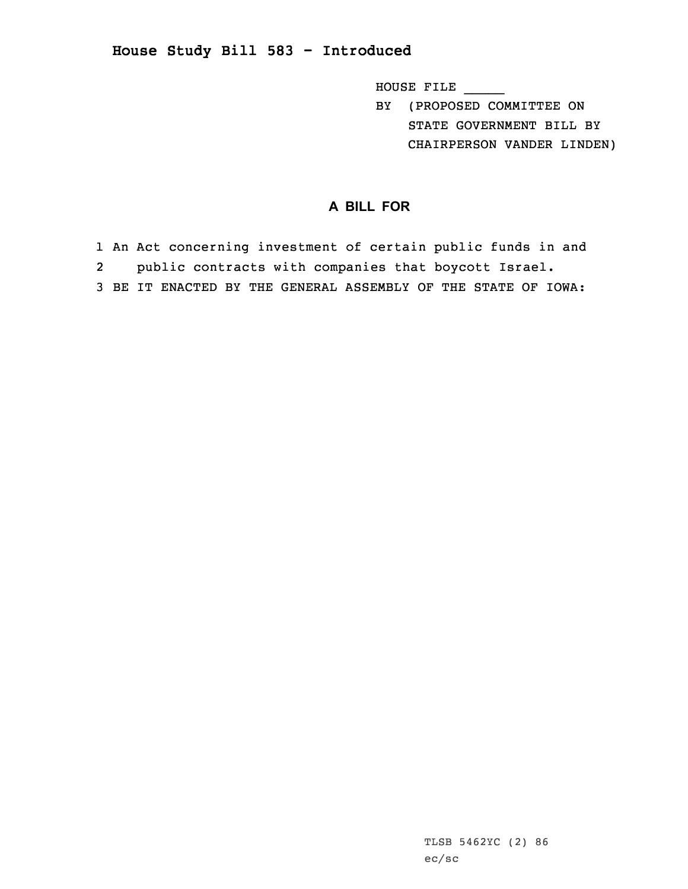# House Study Bill 583 - Introduced

HOUSE FILE _____
BY (PROPOSED COMMITTEE ON STATE GOVERNMENT BILL BY CHAIRPERSON VANDER LINDEN)

## A BILL FOR

1 An Act concerning investment of certain public funds in and
2 public contracts with companies that boycott Israel.
3 BE IT ENACTED BY THE GENERAL ASSEMBLY OF THE STATE OF IOWA:

TLSB 5462YC (2) 86
ec/sc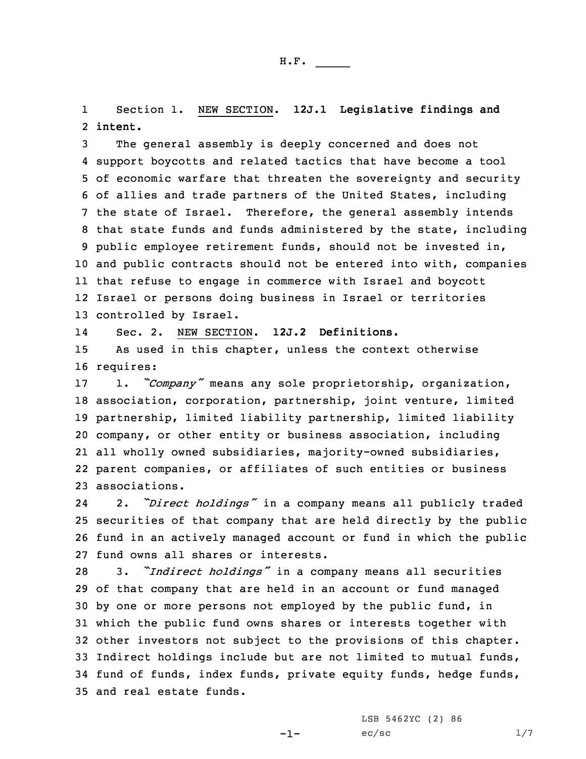Section 1. NEW SECTION. **12J.1 Legislative findings and intent.**

The general assembly is deeply concerned and does not support boycotts and related tactics that have become a tool of economic warfare that threaten the sovereignty and security of allies and trade partners of the United States, including the state of Israel. Therefore, the general assembly intends that state funds and funds administered by the state, including public employee retirement funds, should not be invested in, and public contracts should not be entered into with, companies that refuse to engage in commerce with Israel and boycott Israel or persons doing business in Israel or territories controlled by Israel.

Sec. 2. NEW SECTION. **12J.2 Definitions.**

As used in this chapter, unless the context otherwise requires:

1. *"Company"* means any sole proprietorship, organization, association, corporation, partnership, joint venture, limited partnership, limited liability partnership, limited liability company, or other entity or business association, including all wholly owned subsidiaries, majority-owned subsidiaries, parent companies, or affiliates of such entities or business associations.

2. *"Direct holdings"* in a company means all publicly traded securities of that company that are held directly by the public fund in an actively managed account or fund in which the public fund owns all shares or interests.

3. *"Indirect holdings"* in a company means all securities of that company that are held in an account or fund managed by one or more persons not employed by the public fund, in which the public fund owns shares or interests together with other investors not subject to the provisions of this chapter. Indirect holdings include but are not limited to mutual funds, fund of funds, index funds, private equity funds, hedge funds, and real estate funds.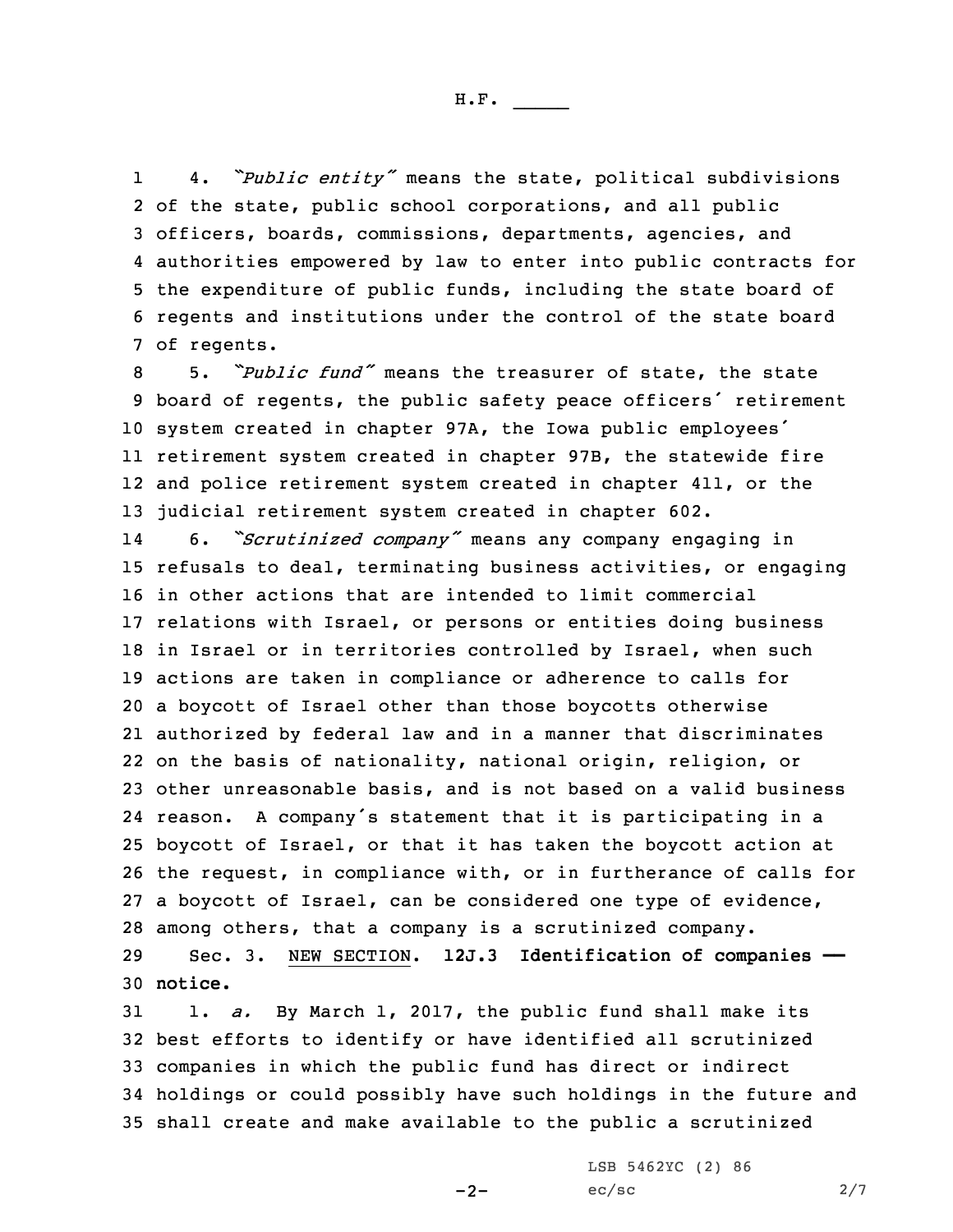4. *"Public entity"* means the state, political subdivisions of the state, public school corporations, and all public officers, boards, commissions, departments, agencies, and authorities empowered by law to enter into public contracts for the expenditure of public funds, including the state board of regents and institutions under the control of the state board of regents.

5. *"Public fund"* means the treasurer of state, the state board of regents, the public safety peace officers' retirement system created in chapter 97A, the Iowa public employees' retirement system created in chapter 97B, the statewide fire and police retirement system created in chapter 411, or the judicial retirement system created in chapter 602.

6. *"Scrutinized company"* means any company engaging in refusals to deal, terminating business activities, or engaging in other actions that are intended to limit commercial relations with Israel, or persons or entities doing business in Israel or in territories controlled by Israel, when such actions are taken in compliance or adherence to calls for a boycott of Israel other than those boycotts otherwise authorized by federal law and in a manner that discriminates on the basis of nationality, national origin, religion, or other unreasonable basis, and is not based on a valid business reason. A company's statement that it is participating in a boycott of Israel, or that it has taken the boycott action at the request, in compliance with, or in furtherance of calls for a boycott of Israel, can be considered one type of evidence, among others, that a company is a scrutinized company.

Sec. 3. NEW SECTION. **12J.3 Identification of companies — notice.**

1. *a.* By March 1, 2017, the public fund shall make its best efforts to identify or have identified all scrutinized companies in which the public fund has direct or indirect holdings or could possibly have such holdings in the future and shall create and make available to the public a scrutinized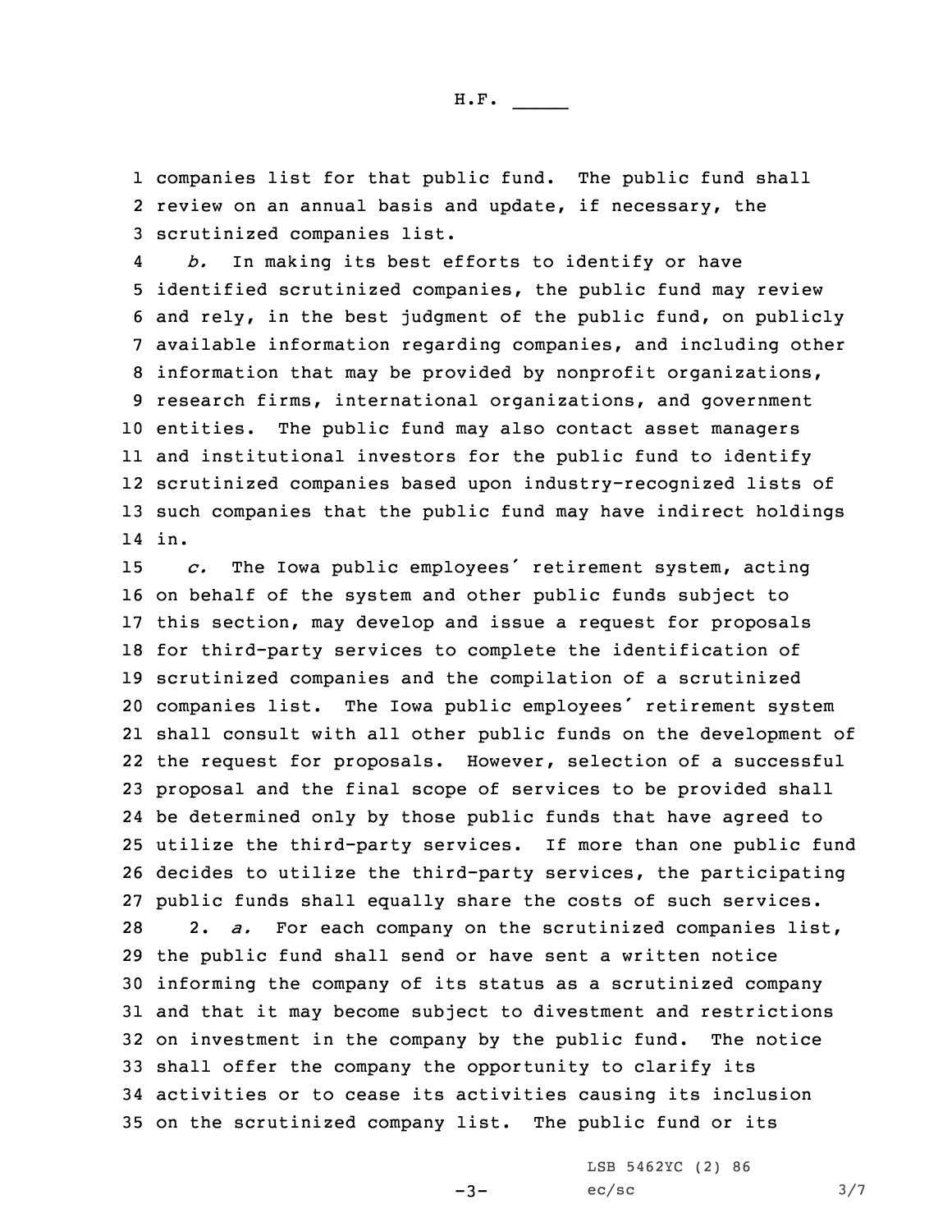companies list for that public fund. The public fund shall review on an annual basis and update, if necessary, the scrutinized companies list.

*b.* In making its best efforts to identify or have identified scrutinized companies, the public fund may review and rely, in the best judgment of the public fund, on publicly available information regarding companies, and including other information that may be provided by nonprofit organizations, research firms, international organizations, and government entities. The public fund may also contact asset managers and institutional investors for the public fund to identify scrutinized companies based upon industry-recognized lists of such companies that the public fund may have indirect holdings in.

*c.* The Iowa public employees' retirement system, acting on behalf of the system and other public funds subject to this section, may develop and issue a request for proposals for third-party services to complete the identification of scrutinized companies and the compilation of a scrutinized companies list. The Iowa public employees' retirement system shall consult with all other public funds on the development of the request for proposals. However, selection of a successful proposal and the final scope of services to be provided shall be determined only by those public funds that have agreed to utilize the third-party services. If more than one public fund decides to utilize the third-party services, the participating public funds shall equally share the costs of such services.

2. *a.* For each company on the scrutinized companies list, the public fund shall send or have sent a written notice informing the company of its status as a scrutinized company and that it may become subject to divestment and restrictions on investment in the company by the public fund. The notice shall offer the company the opportunity to clarify its activities or to cease its activities causing its inclusion on the scrutinized company list. The public fund or its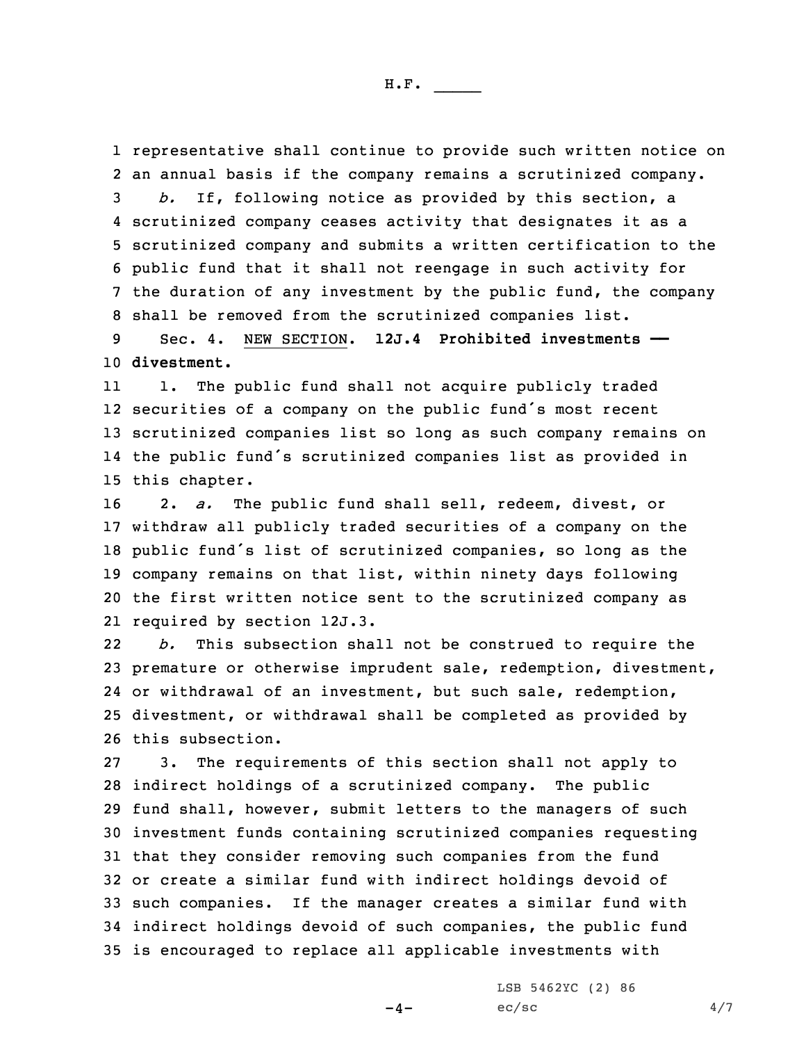representative shall continue to provide such written notice on an annual basis if the company remains a scrutinized company.

*b.* If, following notice as provided by this section, a scrutinized company ceases activity that designates it as a scrutinized company and submits a written certification to the public fund that it shall not reengage in such activity for the duration of any investment by the public fund, the company shall be removed from the scrutinized companies list.

Sec. 4. NEW SECTION. **12J.4 Prohibited investments —— divestment.**

1. The public fund shall not acquire publicly traded securities of a company on the public fund's most recent scrutinized companies list so long as such company remains on the public fund's scrutinized companies list as provided in this chapter.

2. *a.* The public fund shall sell, redeem, divest, or withdraw all publicly traded securities of a company on the public fund's list of scrutinized companies, so long as the company remains on that list, within ninety days following the first written notice sent to the scrutinized company as required by section 12J.3.

*b.* This subsection shall not be construed to require the premature or otherwise imprudent sale, redemption, divestment, or withdrawal of an investment, but such sale, redemption, divestment, or withdrawal shall be completed as provided by this subsection.

3. The requirements of this section shall not apply to indirect holdings of a scrutinized company. The public fund shall, however, submit letters to the managers of such investment funds containing scrutinized companies requesting that they consider removing such companies from the fund or create a similar fund with indirect holdings devoid of such companies. If the manager creates a similar fund with indirect holdings devoid of such companies, the public fund is encouraged to replace all applicable investments with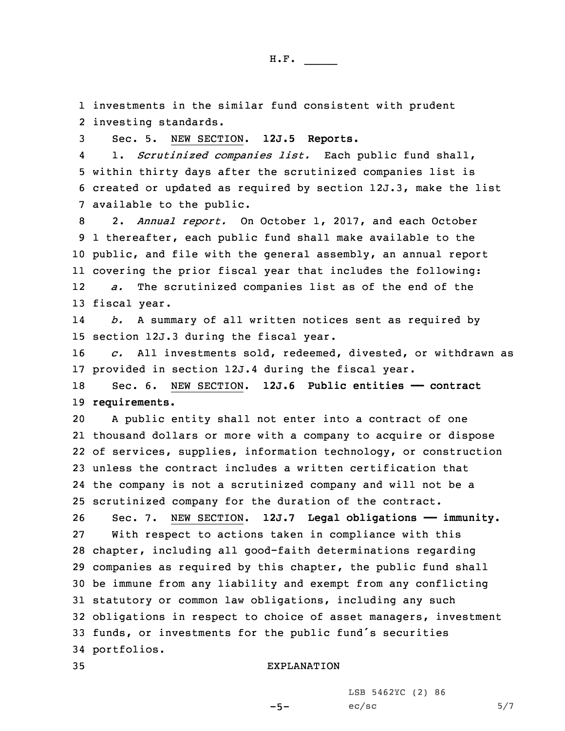investments in the similar fund consistent with prudent investing standards.

Sec. 5. NEW SECTION. **12J.5 Reports.**

1. *Scrutinized companies list.* Each public fund shall, within thirty days after the scrutinized companies list is created or updated as required by section 12J.3, make the list available to the public.

2. *Annual report.* On October 1, 2017, and each October 1 thereafter, each public fund shall make available to the public, and file with the general assembly, an annual report covering the prior fiscal year that includes the following:

*a.* The scrutinized companies list as of the end of the fiscal year.

*b.* A summary of all written notices sent as required by section 12J.3 during the fiscal year.

*c.* All investments sold, redeemed, divested, or withdrawn as provided in section 12J.4 during the fiscal year.

Sec. 6. NEW SECTION. **12J.6 Public entities —— contract requirements.**

A public entity shall not enter into a contract of one thousand dollars or more with a company to acquire or dispose of services, supplies, information technology, or construction unless the contract includes a written certification that the company is not a scrutinized company and will not be a scrutinized company for the duration of the contract.

Sec. 7. NEW SECTION. **12J.7 Legal obligations —— immunity.**

With respect to actions taken in compliance with this chapter, including all good-faith determinations regarding companies as required by this chapter, the public fund shall be immune from any liability and exempt from any conflicting statutory or common law obligations, including any such obligations in respect to choice of asset managers, investment funds, or investments for the public fund's securities portfolios.

EXPLANATION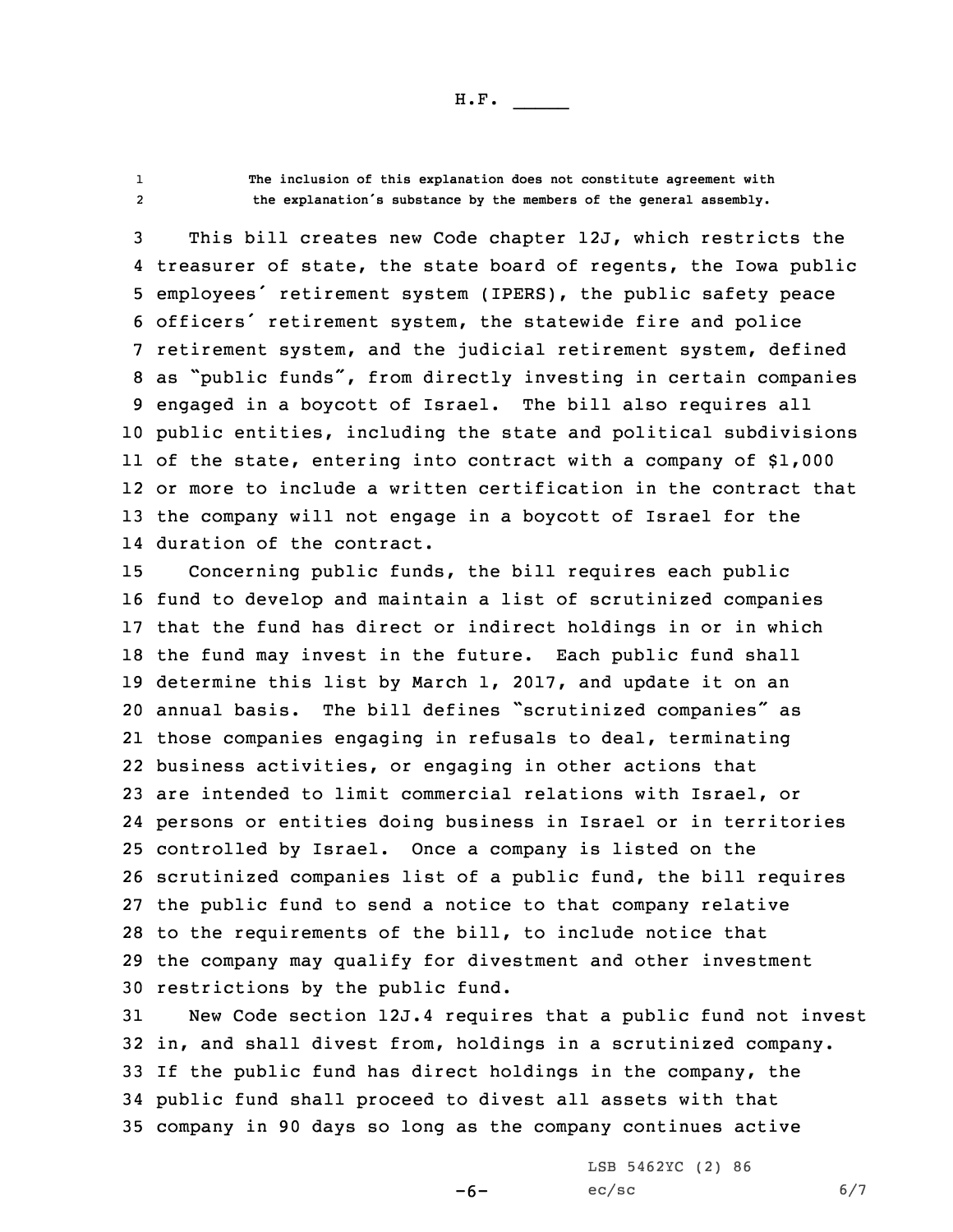The inclusion of this explanation does not constitute agreement with the explanation's substance by the members of the general assembly.

This bill creates new Code chapter 12J, which restricts the treasurer of state, the state board of regents, the Iowa public employees' retirement system (IPERS), the public safety peace officers' retirement system, the statewide fire and police retirement system, and the judicial retirement system, defined as "public funds", from directly investing in certain companies engaged in a boycott of Israel. The bill also requires all public entities, including the state and political subdivisions of the state, entering into contract with a company of $1,000 or more to include a written certification in the contract that the company will not engage in a boycott of Israel for the duration of the contract.

Concerning public funds, the bill requires each public fund to develop and maintain a list of scrutinized companies that the fund has direct or indirect holdings in or in which the fund may invest in the future. Each public fund shall determine this list by March 1, 2017, and update it on an annual basis. The bill defines "scrutinized companies" as those companies engaging in refusals to deal, terminating business activities, or engaging in other actions that are intended to limit commercial relations with Israel, or persons or entities doing business in Israel or in territories controlled by Israel. Once a company is listed on the scrutinized companies list of a public fund, the bill requires the public fund to send a notice to that company relative to the requirements of the bill, to include notice that the company may qualify for divestment and other investment restrictions by the public fund.

New Code section 12J.4 requires that a public fund not invest in, and shall divest from, holdings in a scrutinized company. If the public fund has direct holdings in the company, the public fund shall proceed to divest all assets with that company in 90 days so long as the company continues active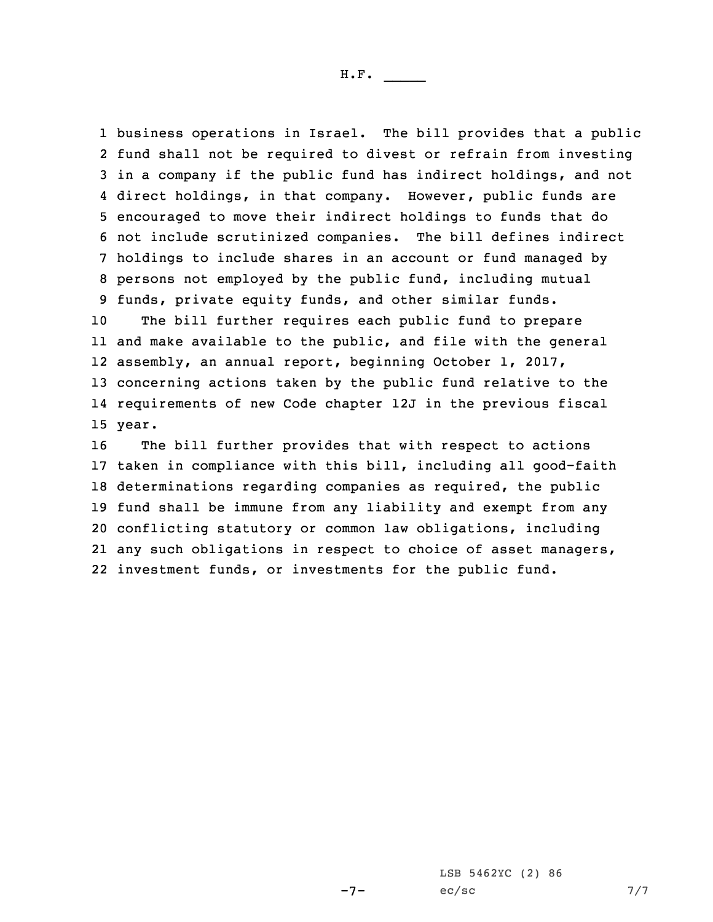business operations in Israel. The bill provides that a public fund shall not be required to divest or refrain from investing in a company if the public fund has indirect holdings, and not direct holdings, in that company. However, public funds are encouraged to move their indirect holdings to funds that do not include scrutinized companies. The bill defines indirect holdings to include shares in an account or fund managed by persons not employed by the public fund, including mutual funds, private equity funds, and other similar funds.

The bill further requires each public fund to prepare and make available to the public, and file with the general assembly, an annual report, beginning October 1, 2017, concerning actions taken by the public fund relative to the requirements of new Code chapter 12J in the previous fiscal year.

The bill further provides that with respect to actions taken in compliance with this bill, including all good-faith determinations regarding companies as required, the public fund shall be immune from any liability and exempt from any conflicting statutory or common law obligations, including any such obligations in respect to choice of asset managers, investment funds, or investments for the public fund.

LSB 5462YC (2) 86
ec/sc